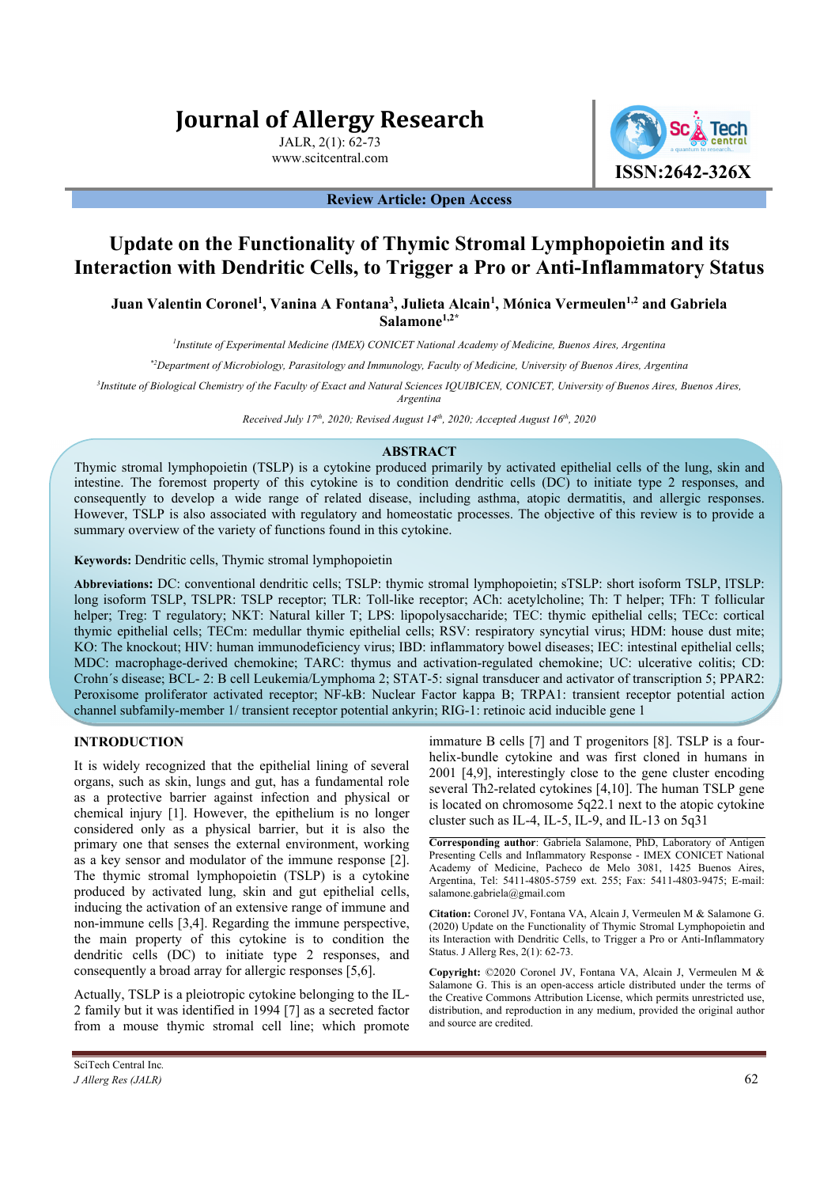# Update on the Functionality of Thymic Stromal Lymphopoietin and its Interaction with Dendritic Cells, to Trigger a Pro or Anti-Inflammatory Status

**Review Article: Open Access**

**Juan Valentin Coronel[1], Vanina A Fontana[3], Julieta Alcain[1], Mónica Vermeulen[1,2] and Gabriela Salamone[1,2*]**

*[1]Institute of Experimental Medicine (IMEX) CONICET National Academy of Medicine, Buenos Aires, Argentina*

*[*2]Department of Microbiology, Parasitology and Immunology, Faculty of Medicine, University of Buenos Aires, Argentina*

*[3]Institute of Biological Chemistry of the Faculty of Exact and Natural Sciences IQUIBICEN, CONICET, University of Buenos Aires, Buenos Aires, Argentina*

*Received July 17th, 2020; Revised August 14th, 2020; Accepted August 16th, 2020*

## ABSTRACT

Thymic stromal lymphopoietin (TSLP) is a cytokine produced primarily by activated epithelial cells of the lung, skin and intestine. The foremost property of this cytokine is to condition dendritic cells (DC) to initiate type 2 responses, and consequently to develop a wide range of related disease, including asthma, atopic dermatitis, and allergic responses. However, TSLP is also associated with regulatory and homeostatic processes. The objective of this review is to provide a summary overview of the variety of functions found in this cytokine.

**Keywords:** Dendritic cells, Thymic stromal lymphopoietin

**Abbreviations:** DC: conventional dendritic cells; TSLP: thymic stromal lymphopoietin; sTSLP: short isoform TSLP, lTSLP: long isoform TSLP, TSLPR: TSLP receptor; TLR: Toll-like receptor; ACh: acetylcholine; Th: T helper; TFh: T follicular helper; Treg: T regulatory; NKT: Natural killer T; LPS: lipopolysaccharide; TEC: thymic epithelial cells; TECc: cortical thymic epithelial cells; TECm: medullar thymic epithelial cells; RSV: respiratory syncytial virus; HDM: house dust mite; KO: The knockout; HIV: human immunodeficiency virus; IBD: inflammatory bowel diseases; IEC: intestinal epithelial cells; MDC: macrophage-derived chemokine; TARC: thymus and activation-regulated chemokine; UC: ulcerative colitis; CD: Crohn´s disease; BCL- 2: B cell Leukemia/Lymphoma 2; STAT-5: signal transducer and activator of transcription 5; PPAR2: Peroxisome proliferator activated receptor; NF-kB: Nuclear Factor kappa B; TRPA1: transient receptor potential action channel subfamily-member 1/ transient receptor potential ankyrin; RIG-1: retinoic acid inducible gene 1

## INTRODUCTION

It is widely recognized that the epithelial lining of several organs, such as skin, lungs and gut, has a fundamental role as a protective barrier against infection and physical or chemical injury [1]. However, the epithelium is no longer considered only as a physical barrier, but it is also the primary one that senses the external environment, working as a key sensor and modulator of the immune response [2]. The thymic stromal lymphopoietin (TSLP) is a cytokine produced by activated lung, skin and gut epithelial cells, inducing the activation of an extensive range of immune and non-immune cells [3,4]. Regarding the immune perspective, the main property of this cytokine is to condition the dendritic cells (DC) to initiate type 2 responses, and consequently a broad array for allergic responses [5,6].

Actually, TSLP is a pleiotropic cytokine belonging to the IL-2 family but it was identified in 1994 [7] as a secreted factor from a mouse thymic stromal cell line; which promote immature B cells [7] and T progenitors [8]. TSLP is a four-helix-bundle cytokine and was first cloned in humans in 2001 [4,9], interestingly close to the gene cluster encoding several Th2-related cytokines [4,10]. The human TSLP gene is located on chromosome 5q22.1 next to the atopic cytokine cluster such as IL-4, IL-5, IL-9, and IL-13 on 5q31

**Corresponding author**: Gabriela Salamone, PhD, Laboratory of Antigen Presenting Cells and Inflammatory Response - IMEX CONICET National Academy of Medicine, Pacheco de Melo 3081, 1425 Buenos Aires, Argentina, Tel: 5411-4805-5759 ext. 255; Fax: 5411-4803-9475; E-mail: salamone.gabriela@gmail.com

**Citation:** Coronel JV, Fontana VA, Alcain J, Vermeulen M & Salamone G. (2020) Update on the Functionality of Thymic Stromal Lymphopoietin and its Interaction with Dendritic Cells, to Trigger a Pro or Anti-Inflammatory Status. J Allerg Res, 2(1): 62-73.

**Copyright:** ©2020 Coronel JV, Fontana VA, Alcain J, Vermeulen M & Salamone G. This is an open-access article distributed under the terms of the Creative Commons Attribution License, which permits unrestricted use, distribution, and reproduction in any medium, provided the original author and source are credited.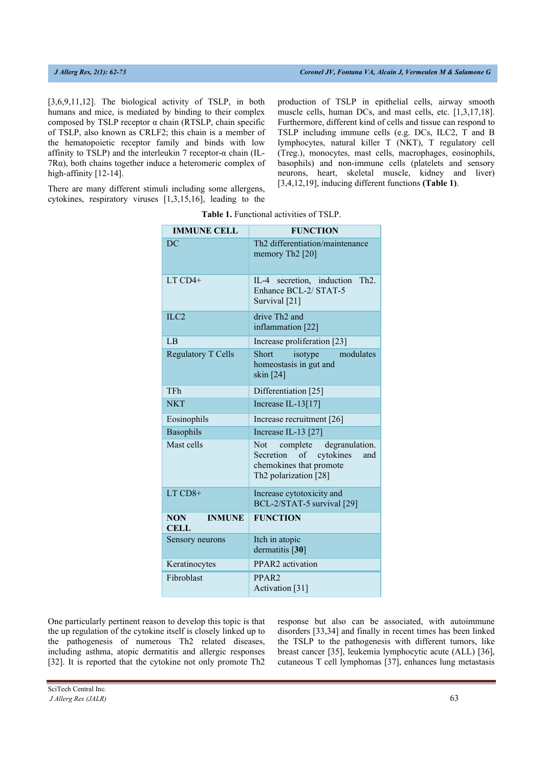[3,6,9,11,12]. The biological activity of TSLP, in both humans and mice, is mediated by binding to their complex composed by TSLP receptor α chain (RTSLP, chain specific of TSLP, also known as CRLF2; this chain is a member of the hematopoietic receptor family and binds with low affinity to TSLP) and the interleukin 7 receptor-α chain (IL-7Rα), both chains together induce a heteromeric complex of high-affinity [12-14].

There are many different stimuli including some allergens, cytokines, respiratory viruses [1,3,15,16], leading to the production of TSLP in epithelial cells, airway smooth muscle cells, human DCs, and mast cells, etc. [1,3,17,18]. Furthermore, different kind of cells and tissue can respond to TSLP including immune cells (e.g. DCs, ILC2, T and B lymphocytes, natural killer T (NKT), T regulatory cell (Treg.), monocytes, mast cells, macrophages, eosinophils, basophils) and non-immune cells (platelets and sensory neurons, heart, skeletal muscle, kidney and liver) [3,4,12,19], inducing different functions **(Table 1)**.

**Table 1.** Functional activities of TSLP.

| IMMUNE CELL | FUNCTION |
|---|---|
| DC | Th2 differentiation/maintenance memory Th2 [20] |
| LT CD4+ | IL-4 secretion, induction Th2. Enhance BCL-2/ STAT-5 Survival [21] |
| ILC2 | drive Th2 and inflammation [22] |
| LB | Increase proliferation [23] |
| Regulatory T Cells | Short isotype modulates homeostasis in gut and skin [24] |
| TFh | Differentiation [25] |
| NKT | Increase IL-13[17] |
| Eosinophils | Increase recruitment [26] |
| Basophils | Increase IL-13 [27] |
| Mast cells | Not complete degranulation. Secretion of cytokines and chemokines that promote Th2 polarization [28] |
| LT CD8+ | Increase cytotoxicity and BCL-2/STAT-5 survival [29] |
| **NON INMUNE CELL** | **FUNCTION** |
| Sensory neurons | Itch in atopic dermatitis [**30**] |
| Keratinocytes | PPAR2 activation |
| Fibroblast | PPAR2 Activation [31] |

One particularly pertinent reason to develop this topic is that the up regulation of the cytokine itself is closely linked up to the pathogenesis of numerous Th2 related diseases, including asthma, atopic dermatitis and allergic responses [32]. It is reported that the cytokine not only promote Th2 response but also can be associated, with autoimmune disorders [33,34] and finally in recent times has been linked the TSLP to the pathogenesis with different tumors, like breast cancer [35], leukemia lymphocytic acute (ALL) [36], cutaneous T cell lymphomas [37], enhances lung metastasis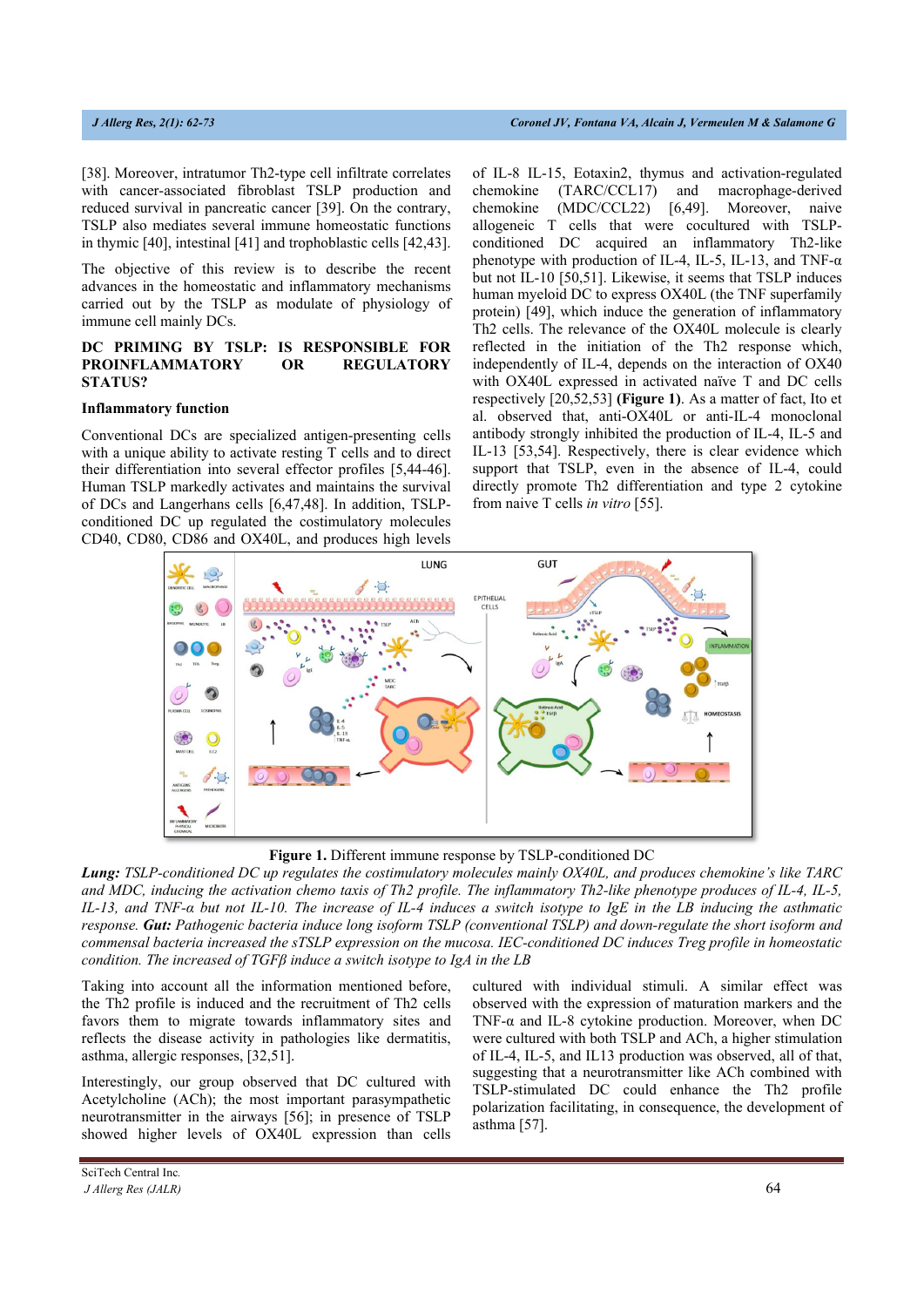[38]. Moreover, intratumor Th2-type cell infiltrate correlates with cancer-associated fibroblast TSLP production and reduced survival in pancreatic cancer [39]. On the contrary, TSLP also mediates several immune homeostatic functions in thymic [40], intestinal [41] and trophoblastic cells [42,43].

The objective of this review is to describe the recent advances in the homeostatic and inflammatory mechanisms carried out by the TSLP as modulate of physiology of immune cell mainly DCs.

## DC PRIMING BY TSLP: IS RESPONSIBLE FOR PROINFLAMMATORY OR REGULATORY STATUS?

### Inflammatory function

Conventional DCs are specialized antigen-presenting cells with a unique ability to activate resting T cells and to direct their differentiation into several effector profiles [5,44-46]. Human TSLP markedly activates and maintains the survival of DCs and Langerhans cells [6,47,48]. In addition, TSLP-conditioned DC up regulated the costimulatory molecules CD40, CD80, CD86 and OX40L, and produces high levels of IL-8 IL-15, Eotaxin2, thymus and activation-regulated chemokine (TARC/CCL17) and macrophage-derived chemokine (MDC/CCL22) [6,49]. Moreover, naive allogeneic T cells that were cocultured with TSLP-conditioned DC acquired an inflammatory Th2-like phenotype with production of IL-4, IL-5, IL-13, and TNF-α but not IL-10 [50,51]. Likewise, it seems that TSLP induces human myeloid DC to express OX40L (the TNF superfamily protein) [49], which induce the generation of inflammatory Th2 cells. The relevance of the OX40L molecule is clearly reflected in the initiation of the Th2 response which, independently of IL-4, depends on the interaction of OX40 with OX40L expressed in activated naïve T and DC cells respectively [20,52,53] **(Figure 1)**. As a matter of fact, Ito et al. observed that, anti-OX40L or anti-IL-4 monoclonal antibody strongly inhibited the production of IL-4, IL-5 and IL-13 [53,54]. Respectively, there is clear evidence which support that TSLP, even in the absence of IL-4, could directly promote Th2 differentiation and type 2 cytokine from naive T cells *in vitro* [55].

**Figure 1.** Different immune response by TSLP-conditioned DC

***Lung:*** *TSLP-conditioned DC up regulates the costimulatory molecules mainly OX40L, and produces chemokine's like TARC and MDC, inducing the activation chemo taxis of Th2 profile. The inflammatory Th2-like phenotype produces of IL-4, IL-5, IL-13, and TNF-α but not IL-10. The increase of IL-4 induces a switch isotype to IgE in the LB inducing the asthmatic response.* ***Gut:*** *Pathogenic bacteria induce long isoform TSLP (conventional TSLP) and down-regulate the short isoform and commensal bacteria increased the sTSLP expression on the mucosa. IEC-conditioned DC induces Treg profile in homeostatic condition. The increased of TGFβ induce a switch isotype to IgA in the LB*

Taking into account all the information mentioned before, the Th2 profile is induced and the recruitment of Th2 cells favors them to migrate towards inflammatory sites and reflects the disease activity in pathologies like dermatitis, asthma, allergic responses, [32,51].

Interestingly, our group observed that DC cultured with Acetylcholine (ACh); the most important parasympathetic neurotransmitter in the airways [56]; in presence of TSLP showed higher levels of OX40L expression than cells cultured with individual stimuli. A similar effect was observed with the expression of maturation markers and the TNF-α and IL-8 cytokine production. Moreover, when DC were cultured with both TSLP and ACh, a higher stimulation of IL-4, IL-5, and IL13 production was observed, all of that, suggesting that a neurotransmitter like ACh combined with TSLP-stimulated DC could enhance the Th2 profile polarization facilitating, in consequence, the development of asthma [57].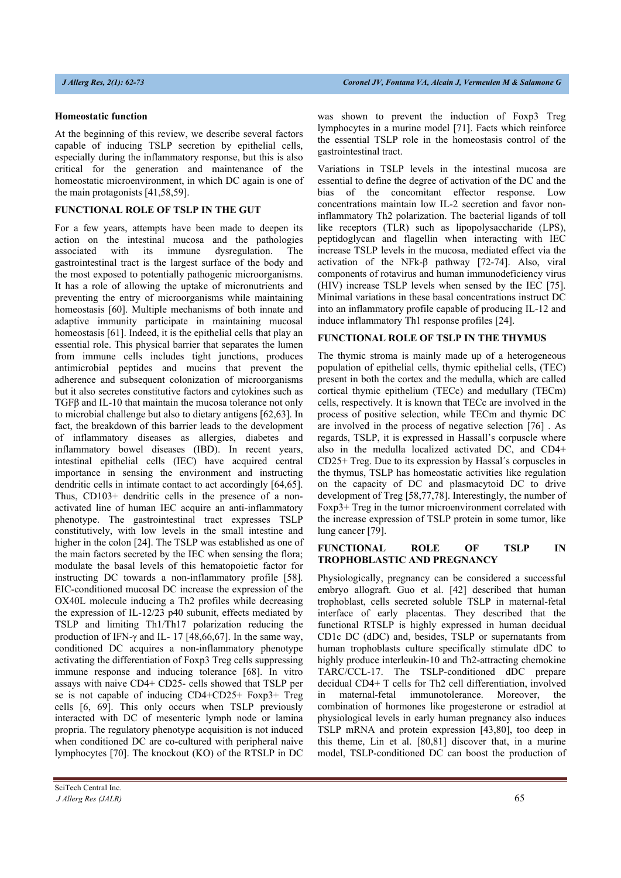**Homeostatic function**

At the beginning of this review, we describe several factors capable of inducing TSLP secretion by epithelial cells, especially during the inflammatory response, but this is also critical for the generation and maintenance of the homeostatic microenvironment, in which DC again is one of the main protagonists [41,58,59].

## FUNCTIONAL ROLE OF TSLP IN THE GUT

For a few years, attempts have been made to deepen its action on the intestinal mucosa and the pathologies associated with its immune dysregulation. The gastrointestinal tract is the largest surface of the body and the most exposed to potentially pathogenic microorganisms. It has a role of allowing the uptake of micronutrients and preventing the entry of microorganisms while maintaining homeostasis [60]. Multiple mechanisms of both innate and adaptive immunity participate in maintaining mucosal homeostasis [61]. Indeed, it is the epithelial cells that play an essential role. This physical barrier that separates the lumen from immune cells includes tight junctions, produces antimicrobial peptides and mucins that prevent the adherence and subsequent colonization of microorganisms but it also secretes constitutive factors and cytokines such as TGFβ and IL-10 that maintain the mucosa tolerance not only to microbial challenge but also to dietary antigens [62,63]. In fact, the breakdown of this barrier leads to the development of inflammatory diseases as allergies, diabetes and inflammatory bowel diseases (IBD). In recent years, intestinal epithelial cells (IEC) have acquired central importance in sensing the environment and instructing dendritic cells in intimate contact to act accordingly [64,65]. Thus, CD103+ dendritic cells in the presence of a non-activated line of human IEC acquire an anti-inflammatory phenotype. The gastrointestinal tract expresses TSLP constitutively, with low levels in the small intestine and higher in the colon [24]. The TSLP was established as one of the main factors secreted by the IEC when sensing the flora; modulate the basal levels of this hematopoietic factor for instructing DC towards a non-inflammatory profile [58]. EIC-conditioned mucosal DC increase the expression of the OX40L molecule inducing a Th2 profiles while decreasing the expression of IL-12/23 p40 subunit, effects mediated by TSLP and limiting Th1/Th17 polarization reducing the production of IFN-γ and IL- 17 [48,66,67]. In the same way, conditioned DC acquires a non-inflammatory phenotype activating the differentiation of Foxp3 Treg cells suppressing immune response and inducing tolerance [68]. In vitro assays with naive CD4+ CD25- cells showed that TSLP per se is not capable of inducing CD4+CD25+ Foxp3+ Treg cells [6, 69]. This only occurs when TSLP previously interacted with DC of mesenteric lymph node or lamina propria. The regulatory phenotype acquisition is not induced when conditioned DC are co-cultured with peripheral naive lymphocytes [70]. The knockout (KO) of the RTSLP in DC was shown to prevent the induction of Foxp3 Treg lymphocytes in a murine model [71]. Facts which reinforce the essential TSLP role in the homeostasis control of the gastrointestinal tract.

Variations in TSLP levels in the intestinal mucosa are essential to define the degree of activation of the DC and the bias of the concomitant effector response. Low concentrations maintain low IL-2 secretion and favor non-inflammatory Th2 polarization. The bacterial ligands of toll like receptors (TLR) such as lipopolysaccharide (LPS), peptidoglycan and flagellin when interacting with IEC increase TSLP levels in the mucosa, mediated effect via the activation of the NFk-β pathway [72-74]. Also, viral components of rotavirus and human immunodeficiency virus (HIV) increase TSLP levels when sensed by the IEC [75]. Minimal variations in these basal concentrations instruct DC into an inflammatory profile capable of producing IL-12 and induce inflammatory Th1 response profiles [24].

## FUNCTIONAL ROLE OF TSLP IN THE THYMUS

The thymic stroma is mainly made up of a heterogeneous population of epithelial cells, thymic epithelial cells, (TEC) present in both the cortex and the medulla, which are called cortical thymic epithelium (TECc) and medullary (TECm) cells, respectively. It is known that TECc are involved in the process of positive selection, while TECm and thymic DC are involved in the process of negative selection [76] . As regards, TSLP, it is expressed in Hassall's corpuscle where also in the medulla localized activated DC, and CD4+ CD25+ Treg. Due to its expression by Hassal´s corpuscles in the thymus, TSLP has homeostatic activities like regulation on the capacity of DC and plasmacytoid DC to drive development of Treg [58,77,78]. Interestingly, the number of Foxp3+ Treg in the tumor microenvironment correlated with the increase expression of TSLP protein in some tumor, like lung cancer [79].

## FUNCTIONAL ROLE OF TSLP IN TROPHOBLASTIC AND PREGNANCY

Physiologically, pregnancy can be considered a successful embryo allograft. Guo et al. [42] described that human trophoblast, cells secreted soluble TSLP in maternal-fetal interface of early placentas. They described that the functional RTSLP is highly expressed in human decidual CD1c DC (dDC) and, besides, TSLP or supernatants from human trophoblasts culture specifically stimulate dDC to highly produce interleukin-10 and Th2-attracting chemokine TARC/CCL-17. The TSLP-conditioned dDC prepare decidual CD4+ T cells for Th2 cell differentiation, involved in maternal-fetal immunotolerance. Moreover, the combination of hormones like progesterone or estradiol at physiological levels in early human pregnancy also induces TSLP mRNA and protein expression [43,80], too deep in this theme, Lin et al. [80,81] discover that, in a murine model, TSLP-conditioned DC can boost the production of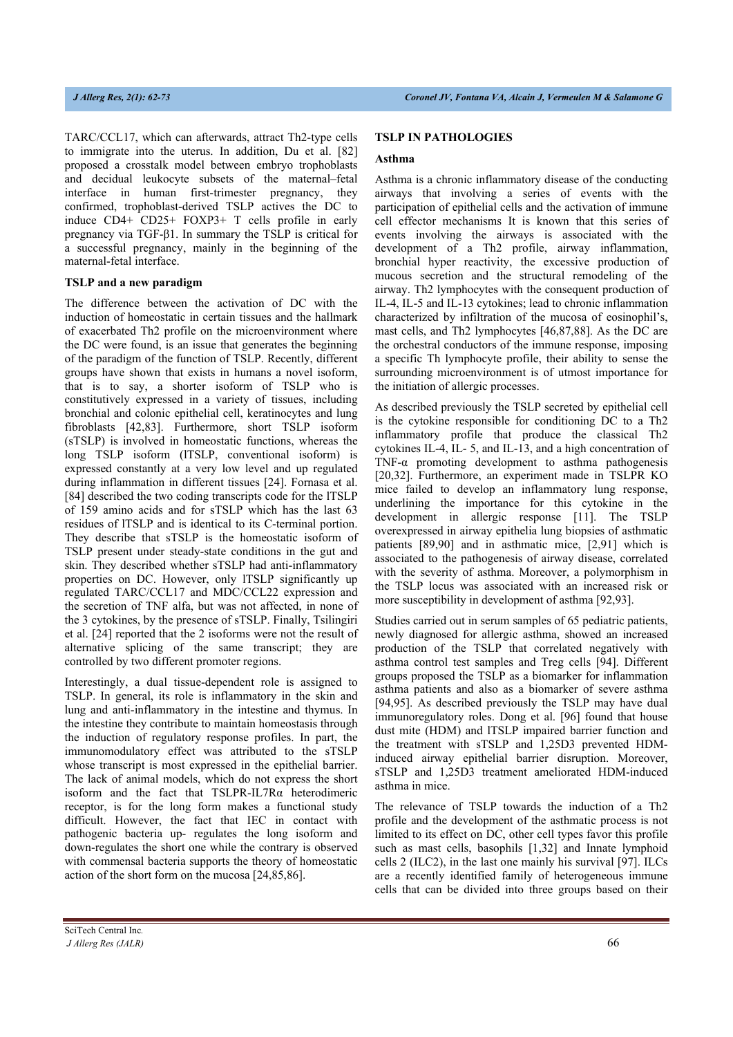TARC/CCL17, which can afterwards, attract Th2-type cells to immigrate into the uterus. In addition, Du et al. [82] proposed a crosstalk model between embryo trophoblasts and decidual leukocyte subsets of the maternal–fetal interface in human first-trimester pregnancy, they confirmed, trophoblast-derived TSLP actives the DC to induce CD4+ CD25+ FOXP3+ T cells profile in early pregnancy via TGF-β1. In summary the TSLP is critical for a successful pregnancy, mainly in the beginning of the maternal-fetal interface.

### TSLP and a new paradigm

The difference between the activation of DC with the induction of homeostatic in certain tissues and the hallmark of exacerbated Th2 profile on the microenvironment where the DC were found, is an issue that generates the beginning of the paradigm of the function of TSLP. Recently, different groups have shown that exists in humans a novel isoform, that is to say, a shorter isoform of TSLP who is constitutively expressed in a variety of tissues, including bronchial and colonic epithelial cell, keratinocytes and lung fibroblasts [42,83]. Furthermore, short TSLP isoform (sTSLP) is involved in homeostatic functions, whereas the long TSLP isoform (lTSLP, conventional isoform) is expressed constantly at a very low level and up regulated during inflammation in different tissues [24]. Fornasa et al. [84] described the two coding transcripts code for the lTSLP of 159 amino acids and for sTSLP which has the last 63 residues of lTSLP and is identical to its C-terminal portion. They describe that sTSLP is the homeostatic isoform of TSLP present under steady-state conditions in the gut and skin. They described whether sTSLP had anti-inflammatory properties on DC. However, only lTSLP significantly up regulated TARC/CCL17 and MDC/CCL22 expression and the secretion of TNF alfa, but was not affected, in none of the 3 cytokines, by the presence of sTSLP. Finally, Tsilingiri et al. [24] reported that the 2 isoforms were not the result of alternative splicing of the same transcript; they are controlled by two different promoter regions.

Interestingly, a dual tissue-dependent role is assigned to TSLP. In general, its role is inflammatory in the skin and lung and anti-inflammatory in the intestine and thymus. In the intestine they contribute to maintain homeostasis through the induction of regulatory response profiles. In part, the immunomodulatory effect was attributed to the sTSLP whose transcript is most expressed in the epithelial barrier. The lack of animal models, which do not express the short isoform and the fact that TSLPR-IL7Rα heterodimeric receptor, is for the long form makes a functional study difficult. However, the fact that IEC in contact with pathogenic bacteria up- regulates the long isoform and down-regulates the short one while the contrary is observed with commensal bacteria supports the theory of homeostatic action of the short form on the mucosa [24,85,86].

## TSLP IN PATHOLOGIES

### Asthma

Asthma is a chronic inflammatory disease of the conducting airways that involving a series of events with the participation of epithelial cells and the activation of immune cell effector mechanisms It is known that this series of events involving the airways is associated with the development of a Th2 profile, airway inflammation, bronchial hyper reactivity, the excessive production of mucous secretion and the structural remodeling of the airway. Th2 lymphocytes with the consequent production of IL-4, IL-5 and IL-13 cytokines; lead to chronic inflammation characterized by infiltration of the mucosa of eosinophil's, mast cells, and Th2 lymphocytes [46,87,88]. As the DC are the orchestral conductors of the immune response, imposing a specific Th lymphocyte profile, their ability to sense the surrounding microenvironment is of utmost importance for the initiation of allergic processes.

As described previously the TSLP secreted by epithelial cell is the cytokine responsible for conditioning DC to a Th2 inflammatory profile that produce the classical Th2 cytokines IL-4, IL- 5, and IL-13, and a high concentration of TNF-α promoting development to asthma pathogenesis [20,32]. Furthermore, an experiment made in TSLPR KO mice failed to develop an inflammatory lung response, underlining the importance for this cytokine in the development in allergic response [11]. The TSLP overexpressed in airway epithelia lung biopsies of asthmatic patients [89,90] and in asthmatic mice, [2,91] which is associated to the pathogenesis of airway disease, correlated with the severity of asthma. Moreover, a polymorphism in the TSLP locus was associated with an increased risk or more susceptibility in development of asthma [92,93].

Studies carried out in serum samples of 65 pediatric patients, newly diagnosed for allergic asthma, showed an increased production of the TSLP that correlated negatively with asthma control test samples and Treg cells [94]. Different groups proposed the TSLP as a biomarker for inflammation asthma patients and also as a biomarker of severe asthma [94,95]. As described previously the TSLP may have dual immunoregulatory roles. Dong et al. [96] found that house dust mite (HDM) and lTSLP impaired barrier function and the treatment with sTSLP and 1,25D3 prevented HDM-induced airway epithelial barrier disruption. Moreover, sTSLP and 1,25D3 treatment ameliorated HDM-induced asthma in mice.

The relevance of TSLP towards the induction of a Th2 profile and the development of the asthmatic process is not limited to its effect on DC, other cell types favor this profile such as mast cells, basophils [1,32] and Innate lymphoid cells 2 (ILC2), in the last one mainly his survival [97]. ILCs are a recently identified family of heterogeneous immune cells that can be divided into three groups based on their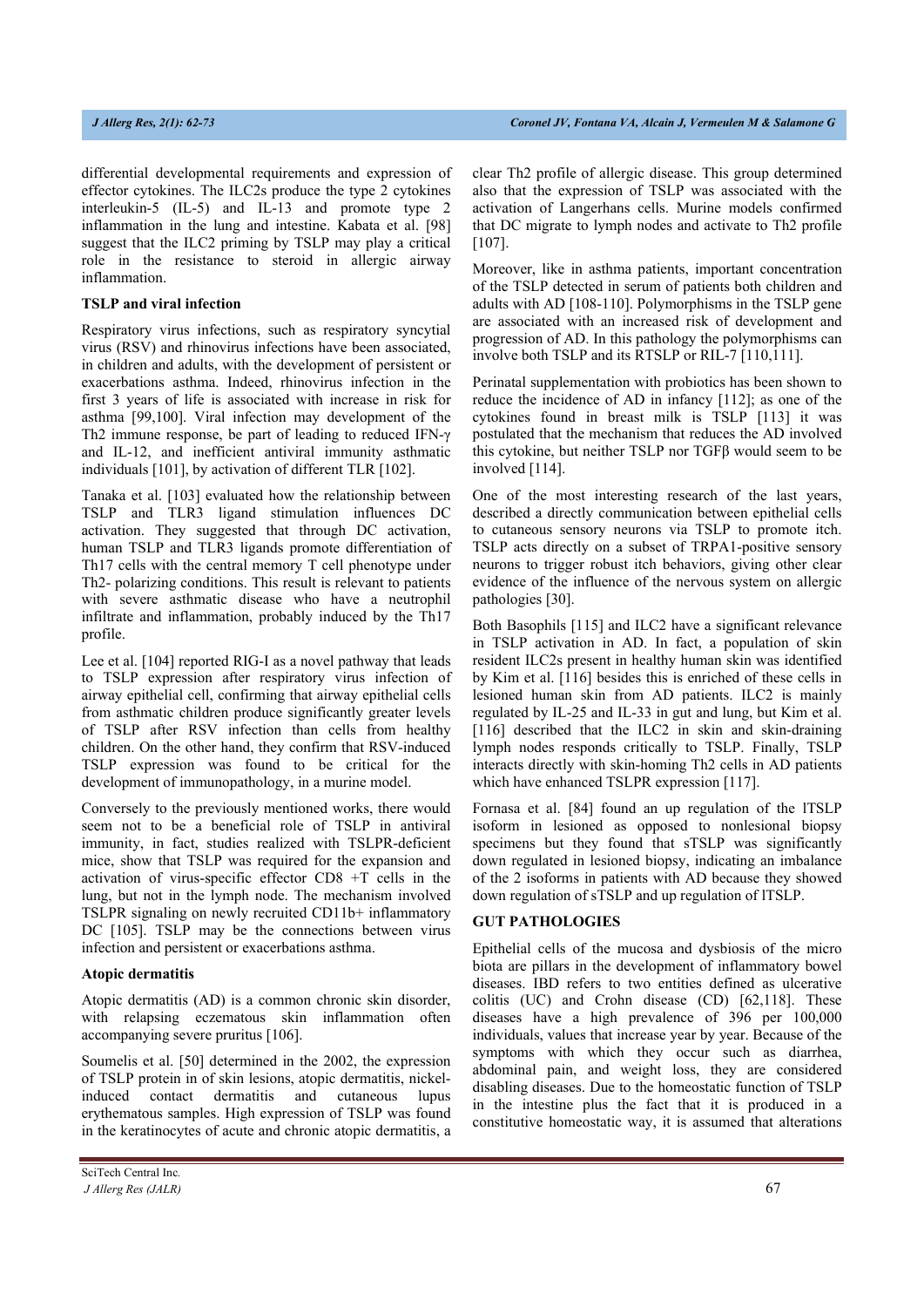differential developmental requirements and expression of effector cytokines. The ILC2s produce the type 2 cytokines interleukin-5 (IL-5) and IL-13 and promote type 2 inflammation in the lung and intestine. Kabata et al. [98] suggest that the ILC2 priming by TSLP may play a critical role in the resistance to steroid in allergic airway inflammation.

**TSLP and viral infection**

Respiratory virus infections, such as respiratory syncytial virus (RSV) and rhinovirus infections have been associated, in children and adults, with the development of persistent or exacerbations asthma. Indeed, rhinovirus infection in the first 3 years of life is associated with increase in risk for asthma [99,100]. Viral infection may development of the Th2 immune response, be part of leading to reduced IFN-γ and IL-12, and inefficient antiviral immunity asthmatic individuals [101], by activation of different TLR [102].

Tanaka et al. [103] evaluated how the relationship between TSLP and TLR3 ligand stimulation influences DC activation. They suggested that through DC activation, human TSLP and TLR3 ligands promote differentiation of Th17 cells with the central memory T cell phenotype under Th2- polarizing conditions. This result is relevant to patients with severe asthmatic disease who have a neutrophil infiltrate and inflammation, probably induced by the Th17 profile.

Lee et al. [104] reported RIG-I as a novel pathway that leads to TSLP expression after respiratory virus infection of airway epithelial cell, confirming that airway epithelial cells from asthmatic children produce significantly greater levels of TSLP after RSV infection than cells from healthy children. On the other hand, they confirm that RSV-induced TSLP expression was found to be critical for the development of immunopathology, in a murine model.

Conversely to the previously mentioned works, there would seem not to be a beneficial role of TSLP in antiviral immunity, in fact, studies realized with TSLPR-deficient mice, show that TSLP was required for the expansion and activation of virus-specific effector CD8 +T cells in the lung, but not in the lymph node. The mechanism involved TSLPR signaling on newly recruited CD11b+ inflammatory DC [105]. TSLP may be the connections between virus infection and persistent or exacerbations asthma.

**Atopic dermatitis**

Atopic dermatitis (AD) is a common chronic skin disorder, with relapsing eczematous skin inflammation often accompanying severe pruritus [106].

Soumelis et al. [50] determined in the 2002, the expression of TSLP protein in of skin lesions, atopic dermatitis, nickel-induced contact dermatitis and cutaneous lupus erythematous samples. High expression of TSLP was found in the keratinocytes of acute and chronic atopic dermatitis, a clear Th2 profile of allergic disease. This group determined also that the expression of TSLP was associated with the activation of Langerhans cells. Murine models confirmed that DC migrate to lymph nodes and activate to Th2 profile [107].

Moreover, like in asthma patients, important concentration of the TSLP detected in serum of patients both children and adults with AD [108-110]. Polymorphisms in the TSLP gene are associated with an increased risk of development and progression of AD. In this pathology the polymorphisms can involve both TSLP and its RTSLP or RIL-7 [110,111].

Perinatal supplementation with probiotics has been shown to reduce the incidence of AD in infancy [112]; as one of the cytokines found in breast milk is TSLP [113] it was postulated that the mechanism that reduces the AD involved this cytokine, but neither TSLP nor TGFβ would seem to be involved [114].

One of the most interesting research of the last years, described a directly communication between epithelial cells to cutaneous sensory neurons via TSLP to promote itch. TSLP acts directly on a subset of TRPA1-positive sensory neurons to trigger robust itch behaviors, giving other clear evidence of the influence of the nervous system on allergic pathologies [30].

Both Basophils [115] and ILC2 have a significant relevance in TSLP activation in AD. In fact, a population of skin resident ILC2s present in healthy human skin was identified by Kim et al. [116] besides this is enriched of these cells in lesioned human skin from AD patients. ILC2 is mainly regulated by IL-25 and IL-33 in gut and lung, but Kim et al. [116] described that the ILC2 in skin and skin-draining lymph nodes responds critically to TSLP. Finally, TSLP interacts directly with skin-homing Th2 cells in AD patients which have enhanced TSLPR expression [117].

Fornasa et al. [84] found an up regulation of the lTSLP isoform in lesioned as opposed to nonlesional biopsy specimens but they found that sTSLP was significantly down regulated in lesioned biopsy, indicating an imbalance of the 2 isoforms in patients with AD because they showed down regulation of sTSLP and up regulation of lTSLP.

## GUT PATHOLOGIES

Epithelial cells of the mucosa and dysbiosis of the micro biota are pillars in the development of inflammatory bowel diseases. IBD refers to two entities defined as ulcerative colitis (UC) and Crohn disease (CD) [62,118]. These diseases have a high prevalence of 396 per 100,000 individuals, values that increase year by year. Because of the symptoms with which they occur such as diarrhea, abdominal pain, and weight loss, they are considered disabling diseases. Due to the homeostatic function of TSLP in the intestine plus the fact that it is produced in a constitutive homeostatic way, it is assumed that alterations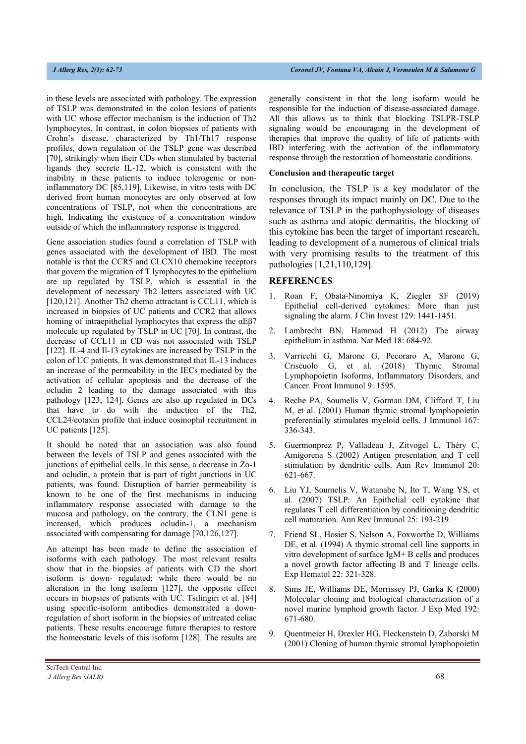in these levels are associated with pathology. The expression of TSLP was demonstrated in the colon lesions of patients with UC whose effector mechanism is the induction of Th2 lymphocytes. In contrast, in colon biopsies of patients with Crohn's disease, characterized by Th1/Th17 response profiles, down regulation of the TSLP gene was described [70], strikingly when their CDs when stimulated by bacterial ligands they secrete IL-12, which is consistent with the inability in these patients to induce tolerogenic or non-inflammatory DC [85,119]. Likewise, in vitro tests with DC derived from human monocytes are only observed at low concentrations of TSLP, not when the concentrations are high. Indicating the existence of a concentration window outside of which the inflammatory response is triggered.

Gene association studies found a correlation of TSLP with genes associated with the development of IBD. The most notable is that the CCR5 and CLCX10 chemokine receptors that govern the migration of T lymphocytes to the epithelium are up regulated by TSLP, which is essential in the development of necessary Th2 letters associated with UC [120,121]. Another Th2 chemo attractant is CCL11, which is increased in biopsies of UC patients and CCR2 that allows homing of intraepithelial lymphocytes that express the αEβ7 molecule up regulated by TSLP in UC [70]. In contrast, the decrease of CCL11 in CD was not associated with TSLP [122]. IL-4 and Il-13 cytokines are increased by TSLP in the colon of UC patients. It was demonstrated that IL-13 induces an increase of the permeability in the IECs mediated by the activation of cellular apoptosis and the decrease of the ocludin 2 leading to the damage associated with this pathology [123, 124]. Genes are also up regulated in DCs that have to do with the induction of the Th2, CCL24/eotaxin profile that induce eosinophil recruitment in UC patients [125].

It should be noted that an association was also found between the levels of TSLP and genes associated with the junctions of epithelial cells. In this sense, a decrease in Zo-1 and ocludin, a protein that is part of tight junctions in UC patients, was found. Disruption of barrier permeability is known to be one of the first mechanisms in inducing inflammatory response associated with damage to the mucosa and pathology, on the contrary, the CLN1 gene is increased, which produces ocludin-1, a mechanism associated with compensating for damage [70,126,127].

An attempt has been made to define the association of isoforms with each pathology. The most relevant results show that in the biopsies of patients with CD the short isoform is down- regulated; while there would be no alteration in the long isoform [127], the opposite effect occurs in biopsies of patients with UC. Tsilingiri et al. [84] using specific-isoform antibodies demonstrated a down-regulation of short isoform in the biopsies of untreated celiac patients. These results encourage future therapies to restore the homeostatic levels of this isoform [128]. The results are generally consistent in that the long isoform would be responsible for the induction of disease-associated damage. All this allows us to think that blocking TSLPR-TSLP signaling would be encouraging in the development of therapies that improve the quality of life of patients with IBD interfering with the activation of the inflammatory response through the restoration of homeostatic conditions.

**Conclusion and therapeutic target**

In conclusion, the TSLP is a key modulator of the responses through its impact mainly on DC. Due to the relevance of TSLP in the pathophysiology of diseases such as asthma and atopic dermatitis, the blocking of this cytokine has been the target of important research, leading to development of a numerous of clinical trials with very promising results to the treatment of this pathologies [1,21,110,129].

## REFERENCES

1. Roan F, Obata-Ninomiya K, Ziegler SF (2019) Epithelial cell-derived cytokines: More than just signaling the alarm. J Clin Invest 129: 1441-1451.
2. Lambrecht BN, Hammad H (2012) The airway epithelium in asthma. Nat Med 18: 684-92.
3. Varricchi G, Marone G, Pecoraro A, Marone G, Criscuolo G, et al. (2018) Thymic Stromal Lymphopoietin Isoforms, Inflammatory Disorders, and Cancer. Front Immunol 9: 1595.
4. Reche PA, Soumelis V, Gorman DM, Clifford T, Liu M, et al. (2001) Human thymic stromal lymphopoietin preferentially stimulates myeloid cells. J Immunol 167: 336-343.
5. Guermonprez P, Valladeau J, Zitvogel L, Théry C, Amigorena S (2002) Antigen presentation and T cell stimulation by dendritic cells. Ann Rev Immunol 20: 621-667.
6. Liu YJ, Soumelis V, Watanabe N, Ito T, Wang YS, et al. (2007) TSLP: An Epithelial cell cytokine that regulates T cell differentiation by conditioning dendritic cell maturation. Ann Rev Immunol 25: 193-219.
7. Friend SL, Hosier S, Nelson A, Foxworthe D, Williams DE, et al. (1994) A thymic stromal cell line supports in vitro development of surface IgM+ B cells and produces a novel growth factor affecting B and T lineage cells. Exp Hematol 22: 321-328.
8. Sims JE, Williams DE, Morrissey PJ, Garka K (2000) Molecular cloning and biological characterization of a novel murine lymphoid growth factor. J Exp Med 192: 671-680.
9. Quentmeier H, Drexler HG, Fleckenstein D, Zaborski M (2001) Cloning of human thymic stromal lymphopoietin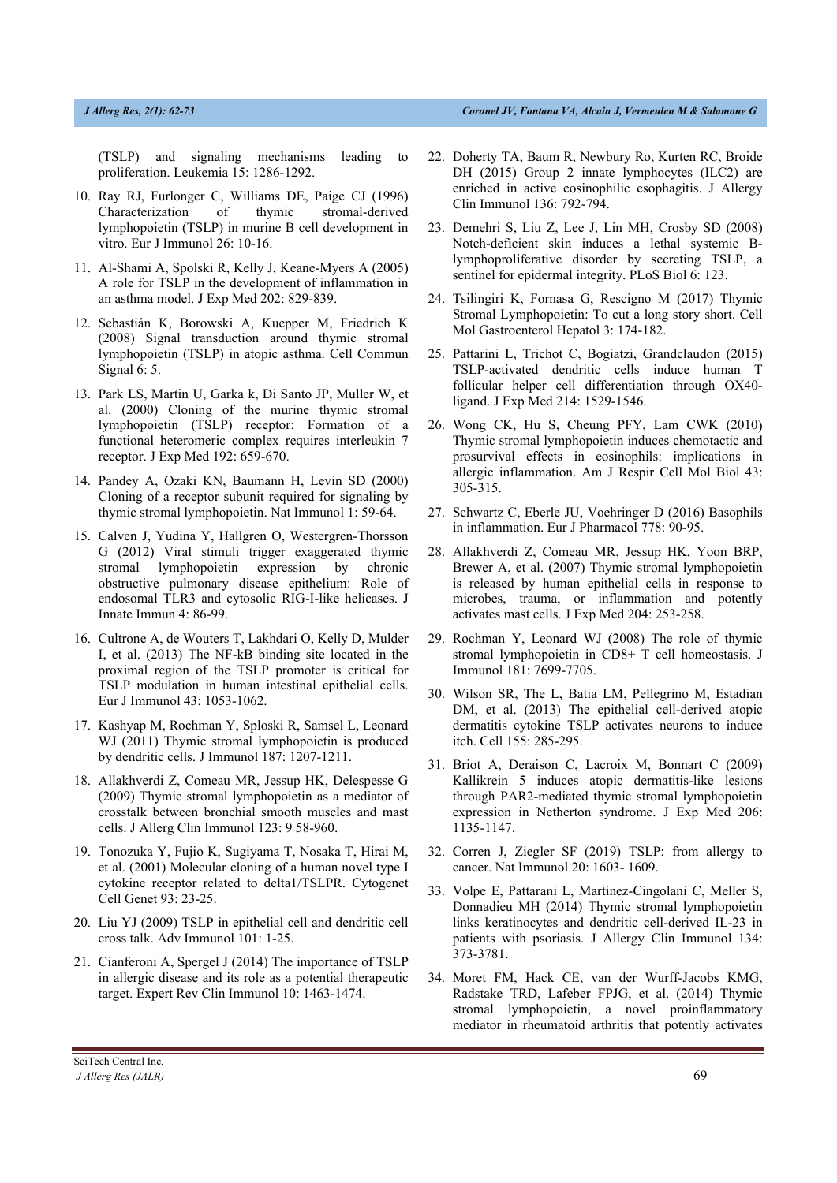(TSLP) and signaling mechanisms leading to proliferation. Leukemia 15: 1286-1292.

10. Ray RJ, Furlonger C, Williams DE, Paige CJ (1996) Characterization of thymic stromal-derived lymphopoietin (TSLP) in murine B cell development in vitro. Eur J Immunol 26: 10-16.

11. Al-Shami A, Spolski R, Kelly J, Keane-Myers A (2005) A role for TSLP in the development of inflammation in an asthma model. J Exp Med 202: 829-839.

12. Sebastián K, Borowski A, Kuepper M, Friedrich K (2008) Signal transduction around thymic stromal lymphopoietin (TSLP) in atopic asthma. Cell Commun Signal 6: 5.

13. Park LS, Martin U, Garka k, Di Santo JP, Muller W, et al. (2000) Cloning of the murine thymic stromal lymphopoietin (TSLP) receptor: Formation of a functional heteromeric complex requires interleukin 7 receptor. J Exp Med 192: 659-670.

14. Pandey A, Ozaki KN, Baumann H, Levin SD (2000) Cloning of a receptor subunit required for signaling by thymic stromal lymphopoietin. Nat Immunol 1: 59-64.

15. Calven J, Yudina Y, Hallgren O, Westergren-Thorsson G (2012) Viral stimuli trigger exaggerated thymic stromal lymphopoietin expression by chronic obstructive pulmonary disease epithelium: Role of endosomal TLR3 and cytosolic RIG-I-like helicases. J Innate Immun 4: 86-99.

16. Cultrone A, de Wouters T, Lakhdari O, Kelly D, Mulder I, et al. (2013) The NF-kB binding site located in the proximal region of the TSLP promoter is critical for TSLP modulation in human intestinal epithelial cells. Eur J Immunol 43: 1053-1062.

17. Kashyap M, Rochman Y, Sploski R, Samsel L, Leonard WJ (2011) Thymic stromal lymphopoietin is produced by dendritic cells. J Immunol 187: 1207-1211.

18. Allakhverdi Z, Comeau MR, Jessup HK, Delespesse G (2009) Thymic stromal lymphopoietin as a mediator of crosstalk between bronchial smooth muscles and mast cells. J Allerg Clin Immunol 123: 9 58-960.

19. Tonozuka Y, Fujio K, Sugiyama T, Nosaka T, Hirai M, et al. (2001) Molecular cloning of a human novel type I cytokine receptor related to delta1/TSLPR. Cytogenet Cell Genet 93: 23-25.

20. Liu YJ (2009) TSLP in epithelial cell and dendritic cell cross talk. Adv Immunol 101: 1-25.

21. Cianferoni A, Spergel J (2014) The importance of TSLP in allergic disease and its role as a potential therapeutic target. Expert Rev Clin Immunol 10: 1463-1474.

22. Doherty TA, Baum R, Newbury Ro, Kurten RC, Broide DH (2015) Group 2 innate lymphocytes (ILC2) are enriched in active eosinophilic esophagitis. J Allergy Clin Immunol 136: 792-794.

23. Demehri S, Liu Z, Lee J, Lin MH, Crosby SD (2008) Notch-deficient skin induces a lethal systemic B-lymphoproliferative disorder by secreting TSLP, a sentinel for epidermal integrity. PLoS Biol 6: 123.

24. Tsilingiri K, Fornasa G, Rescigno M (2017) Thymic Stromal Lymphopoietin: To cut a long story short. Cell Mol Gastroenterol Hepatol 3: 174-182.

25. Pattarini L, Trichot C, Bogiatzi, Grandclaudon (2015) TSLP-activated dendritic cells induce human T follicular helper cell differentiation through OX40-ligand. J Exp Med 214: 1529-1546.

26. Wong CK, Hu S, Cheung PFY, Lam CWK (2010) Thymic stromal lymphopoietin induces chemotactic and prosurvival effects in eosinophils: implications in allergic inflammation. Am J Respir Cell Mol Biol 43: 305-315.

27. Schwartz C, Eberle JU, Voehringer D (2016) Basophils in inflammation. Eur J Pharmacol 778: 90-95.

28. Allakhverdi Z, Comeau MR, Jessup HK, Yoon BRP, Brewer A, et al. (2007) Thymic stromal lymphopoietin is released by human epithelial cells in response to microbes, trauma, or inflammation and potently activates mast cells. J Exp Med 204: 253-258.

29. Rochman Y, Leonard WJ (2008) The role of thymic stromal lymphopoietin in CD8+ T cell homeostasis. J Immunol 181: 7699-7705.

30. Wilson SR, The L, Batia LM, Pellegrino M, Estadian DM, et al. (2013) The epithelial cell-derived atopic dermatitis cytokine TSLP activates neurons to induce itch. Cell 155: 285-295.

31. Briot A, Deraison C, Lacroix M, Bonnart C (2009) Kallikrein 5 induces atopic dermatitis-like lesions through PAR2-mediated thymic stromal lymphopoietin expression in Netherton syndrome. J Exp Med 206: 1135-1147.

32. Corren J, Ziegler SF (2019) TSLP: from allergy to cancer. Nat Immunol 20: 1603- 1609.

33. Volpe E, Pattarani L, Martinez-Cingolani C, Meller S, Donnadieu MH (2014) Thymic stromal lymphopoietin links keratinocytes and dendritic cell-derived IL-23 in patients with psoriasis. J Allergy Clin Immunol 134: 373-3781.

34. Moret FM, Hack CE, van der Wurff-Jacobs KMG, Radstake TRD, Lafeber FPJG, et al. (2014) Thymic stromal lymphopoietin, a novel proinflammatory mediator in rheumatoid arthritis that potently activates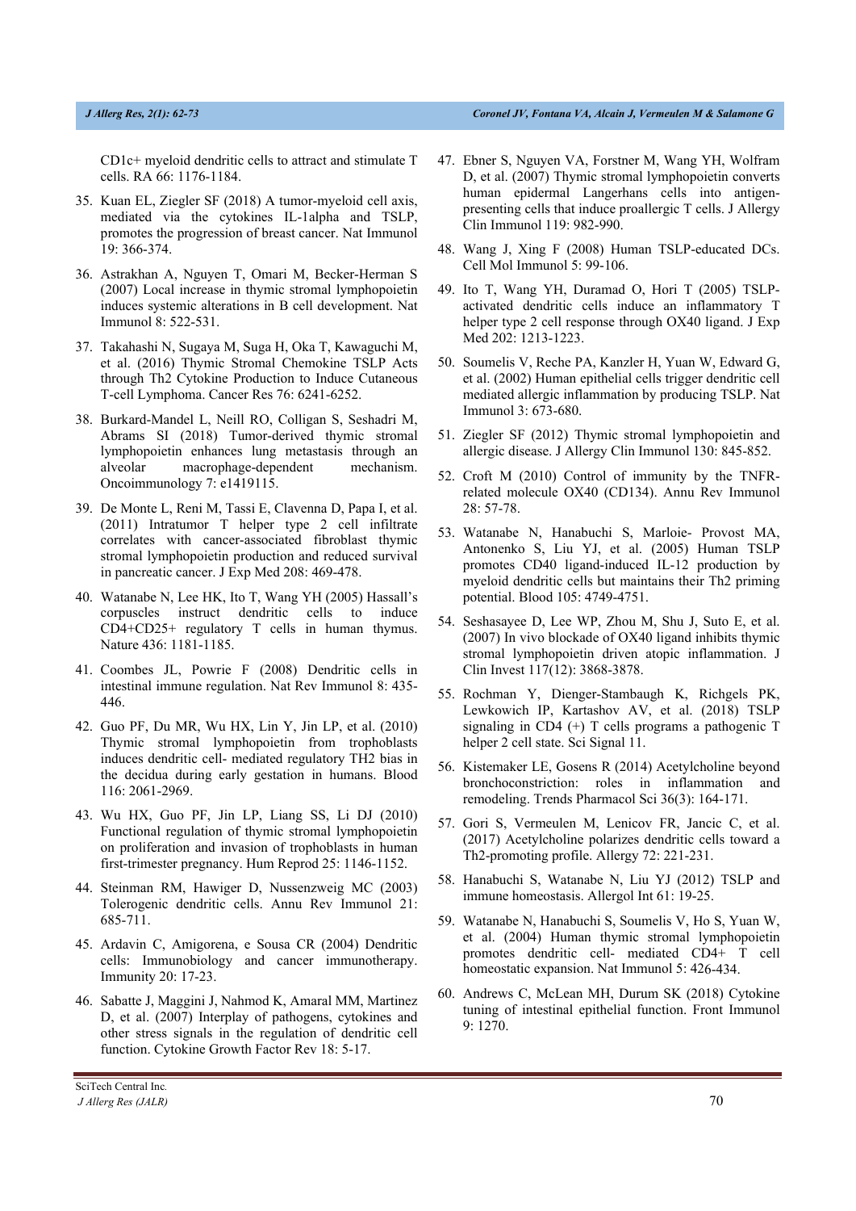CD1c+ myeloid dendritic cells to attract and stimulate T cells. RA 66: 1176-1184.

35. Kuan EL, Ziegler SF (2018) A tumor-myeloid cell axis, mediated via the cytokines IL-1alpha and TSLP, promotes the progression of breast cancer. Nat Immunol 19: 366-374.

36. Astrakhan A, Nguyen T, Omari M, Becker-Herman S (2007) Local increase in thymic stromal lymphopoietin induces systemic alterations in B cell development. Nat Immunol 8: 522-531.

37. Takahashi N, Sugaya M, Suga H, Oka T, Kawaguchi M, et al. (2016) Thymic Stromal Chemokine TSLP Acts through Th2 Cytokine Production to Induce Cutaneous T-cell Lymphoma. Cancer Res 76: 6241-6252.

38. Burkard-Mandel L, Neill RO, Colligan S, Seshadri M, Abrams SI (2018) Tumor-derived thymic stromal lymphopoietin enhances lung metastasis through an alveolar macrophage-dependent mechanism. Oncoimmunology 7: e1419115.

39. De Monte L, Reni M, Tassi E, Clavenna D, Papa I, et al. (2011) Intratumor T helper type 2 cell infiltrate correlates with cancer-associated fibroblast thymic stromal lymphopoietin production and reduced survival in pancreatic cancer. J Exp Med 208: 469-478.

40. Watanabe N, Lee HK, Ito T, Wang YH (2005) Hassall's corpuscles instruct dendritic cells to induce CD4+CD25+ regulatory T cells in human thymus. Nature 436: 1181-1185.

41. Coombes JL, Powrie F (2008) Dendritic cells in intestinal immune regulation. Nat Rev Immunol 8: 435-446.

42. Guo PF, Du MR, Wu HX, Lin Y, Jin LP, et al. (2010) Thymic stromal lymphopoietin from trophoblasts induces dendritic cell- mediated regulatory TH2 bias in the decidua during early gestation in humans. Blood 116: 2061-2969.

43. Wu HX, Guo PF, Jin LP, Liang SS, Li DJ (2010) Functional regulation of thymic stromal lymphopoietin on proliferation and invasion of trophoblasts in human first-trimester pregnancy. Hum Reprod 25: 1146-1152.

44. Steinman RM, Hawiger D, Nussenzweig MC (2003) Tolerogenic dendritic cells. Annu Rev Immunol 21: 685-711.

45. Ardavin C, Amigorena, e Sousa CR (2004) Dendritic cells: Immunobiology and cancer immunotherapy. Immunity 20: 17-23.

46. Sabatte J, Maggini J, Nahmod K, Amaral MM, Martinez D, et al. (2007) Interplay of pathogens, cytokines and other stress signals in the regulation of dendritic cell function. Cytokine Growth Factor Rev 18: 5-17.

47. Ebner S, Nguyen VA, Forstner M, Wang YH, Wolfram D, et al. (2007) Thymic stromal lymphopoietin converts human epidermal Langerhans cells into antigen-presenting cells that induce proallergic T cells. J Allergy Clin Immunol 119: 982-990.

48. Wang J, Xing F (2008) Human TSLP-educated DCs. Cell Mol Immunol 5: 99-106.

49. Ito T, Wang YH, Duramad O, Hori T (2005) TSLP-activated dendritic cells induce an inflammatory T helper type 2 cell response through OX40 ligand. J Exp Med 202: 1213-1223.

50. Soumelis V, Reche PA, Kanzler H, Yuan W, Edward G, et al. (2002) Human epithelial cells trigger dendritic cell mediated allergic inflammation by producing TSLP. Nat Immunol 3: 673-680.

51. Ziegler SF (2012) Thymic stromal lymphopoietin and allergic disease. J Allergy Clin Immunol 130: 845-852.

52. Croft M (2010) Control of immunity by the TNFR-related molecule OX40 (CD134). Annu Rev Immunol 28: 57-78.

53. Watanabe N, Hanabuchi S, Marloie- Provost MA, Antonenko S, Liu YJ, et al. (2005) Human TSLP promotes CD40 ligand-induced IL-12 production by myeloid dendritic cells but maintains their Th2 priming potential. Blood 105: 4749-4751.

54. Seshasayee D, Lee WP, Zhou M, Shu J, Suto E, et al. (2007) In vivo blockade of OX40 ligand inhibits thymic stromal lymphopoietin driven atopic inflammation. J Clin Invest 117(12): 3868-3878.

55. Rochman Y, Dienger-Stambaugh K, Richgels PK, Lewkowich IP, Kartashov AV, et al. (2018) TSLP signaling in CD4 (+) T cells programs a pathogenic T helper 2 cell state. Sci Signal 11.

56. Kistemaker LE, Gosens R (2014) Acetylcholine beyond bronchoconstriction: roles in inflammation and remodeling. Trends Pharmacol Sci 36(3): 164-171.

57. Gori S, Vermeulen M, Lenicov FR, Jancic C, et al. (2017) Acetylcholine polarizes dendritic cells toward a Th2-promoting profile. Allergy 72: 221-231.

58. Hanabuchi S, Watanabe N, Liu YJ (2012) TSLP and immune homeostasis. Allergol Int 61: 19-25.

59. Watanabe N, Hanabuchi S, Soumelis V, Ho S, Yuan W, et al. (2004) Human thymic stromal lymphopoietin promotes dendritic cell- mediated CD4+ T cell homeostatic expansion. Nat Immunol 5: 426-434.

60. Andrews C, McLean MH, Durum SK (2018) Cytokine tuning of intestinal epithelial function. Front Immunol 9: 1270.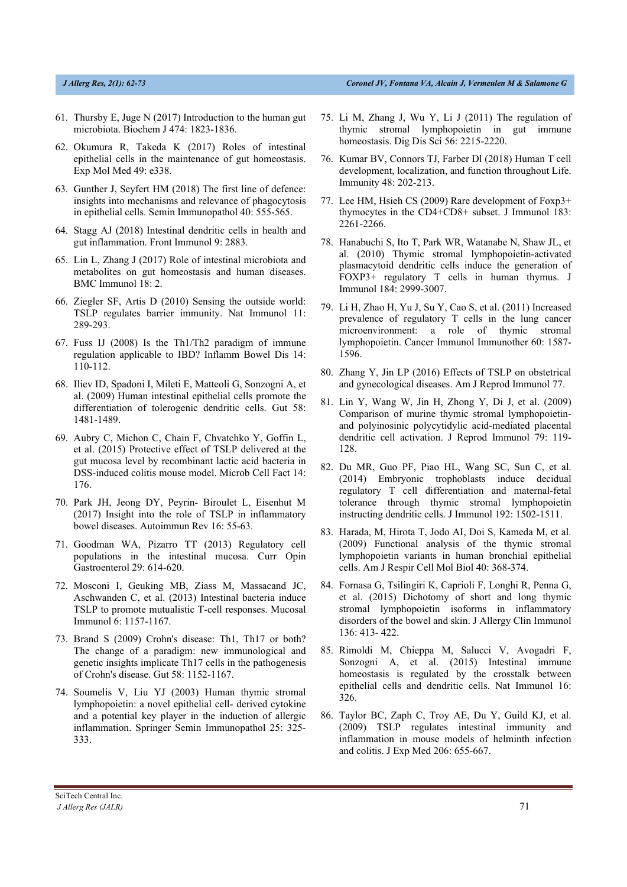61. Thursby E, Juge N (2017) Introduction to the human gut microbiota. Biochem J 474: 1823-1836.
62. Okumura R, Takeda K (2017) Roles of intestinal epithelial cells in the maintenance of gut homeostasis. Exp Mol Med 49: e338.
63. Gunther J, Seyfert HM (2018) The first line of defence: insights into mechanisms and relevance of phagocytosis in epithelial cells. Semin Immunopathol 40: 555-565.
64. Stagg AJ (2018) Intestinal dendritic cells in health and gut inflammation. Front Immunol 9: 2883.
65. Lin L, Zhang J (2017) Role of intestinal microbiota and metabolites on gut homeostasis and human diseases. BMC Immunol 18: 2.
66. Ziegler SF, Artis D (2010) Sensing the outside world: TSLP regulates barrier immunity. Nat Immunol 11: 289-293.
67. Fuss IJ (2008) Is the Th1/Th2 paradigm of immune regulation applicable to IBD? Inflamm Bowel Dis 14: 110-112.
68. Iliev ID, Spadoni I, Mileti E, Matteoli G, Sonzogni A, et al. (2009) Human intestinal epithelial cells promote the differentiation of tolerogenic dendritic cells. Gut 58: 1481-1489.
69. Aubry C, Michon C, Chain F, Chvatchko Y, Goffin L, et al. (2015) Protective effect of TSLP delivered at the gut mucosa level by recombinant lactic acid bacteria in DSS-induced colitis mouse model. Microb Cell Fact 14: 176.
70. Park JH, Jeong DY, Peyrin- Biroulet L, Eisenhut M (2017) Insight into the role of TSLP in inflammatory bowel diseases. Autoimmun Rev 16: 55-63.
71. Goodman WA, Pizarro TT (2013) Regulatory cell populations in the intestinal mucosa. Curr Opin Gastroenterol 29: 614-620.
72. Mosconi I, Geuking MB, Ziass M, Massacand JC, Aschwanden C, et al. (2013) Intestinal bacteria induce TSLP to promote mutualistic T-cell responses. Mucosal Immunol 6: 1157-1167.
73. Brand S (2009) Crohn's disease: Th1, Th17 or both? The change of a paradigm: new immunological and genetic insights implicate Th17 cells in the pathogenesis of Crohn's disease. Gut 58: 1152-1167.
74. Soumelis V, Liu YJ (2003) Human thymic stromal lymphopoietin: a novel epithelial cell- derived cytokine and a potential key player in the induction of allergic inflammation. Springer Semin Immunopathol 25: 325-333.
75. Li M, Zhang J, Wu Y, Li J (2011) The regulation of thymic stromal lymphopoietin in gut immune homeostasis. Dig Dis Sci 56: 2215-2220.
76. Kumar BV, Connors TJ, Farber Dl (2018) Human T cell development, localization, and function throughout Life. Immunity 48: 202-213.
77. Lee HM, Hsieh CS (2009) Rare development of Foxp3+ thymocytes in the CD4+CD8+ subset. J Immunol 183: 2261-2266.
78. Hanabuchi S, Ito T, Park WR, Watanabe N, Shaw JL, et al. (2010) Thymic stromal lymphopoietin-activated plasmacytoid dendritic cells induce the generation of FOXP3+ regulatory T cells in human thymus. J Immunol 184: 2999-3007.
79. Li H, Zhao H, Yu J, Su Y, Cao S, et al. (2011) Increased prevalence of regulatory T cells in the lung cancer microenvironment: a role of thymic stromal lymphopoietin. Cancer Immunol Immunother 60: 1587-1596.
80. Zhang Y, Jin LP (2016) Effects of TSLP on obstetrical and gynecological diseases. Am J Reprod Immunol 77.
81. Lin Y, Wang W, Jin H, Zhong Y, Di J, et al. (2009) Comparison of murine thymic stromal lymphopoietin- and polyinosinic polycytidylic acid-mediated placental dendritic cell activation. J Reprod Immunol 79: 119-128.
82. Du MR, Guo PF, Piao HL, Wang SC, Sun C, et al. (2014) Embryonic trophoblasts induce decidual regulatory T cell differentiation and maternal-fetal tolerance through thymic stromal lymphopoietin instructing dendritic cells. J Immunol 192: 1502-1511.
83. Harada, M, Hirota T, Jodo AI, Doi S, Kameda M, et al. (2009) Functional analysis of the thymic stromal lymphopoietin variants in human bronchial epithelial cells. Am J Respir Cell Mol Biol 40: 368-374.
84. Fornasa G, Tsilingiri K, Caprioli F, Longhi R, Penna G, et al. (2015) Dichotomy of short and long thymic stromal lymphopoietin isoforms in inflammatory disorders of the bowel and skin. J Allergy Clin Immunol 136: 413- 422.
85. Rimoldi M, Chieppa M, Salucci V, Avogadri F, Sonzogni A, et al. (2015) Intestinal immune homeostasis is regulated by the crosstalk between epithelial cells and dendritic cells. Nat Immunol 16: 326.
86. Taylor BC, Zaph C, Troy AE, Du Y, Guild KJ, et al. (2009) TSLP regulates intestinal immunity and inflammation in mouse models of helminth infection and colitis. J Exp Med 206: 655-667.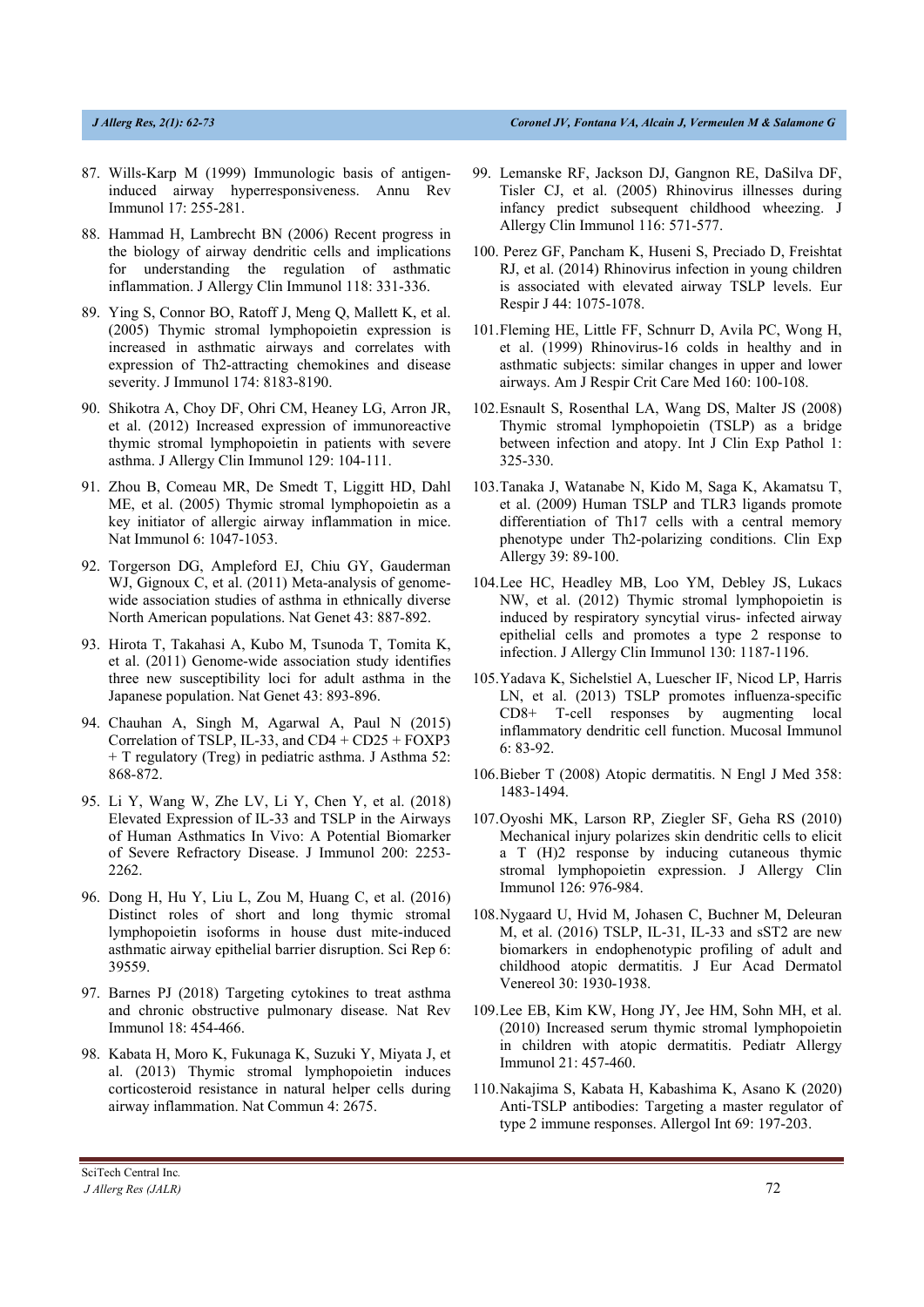87. Wills-Karp M (1999) Immunologic basis of antigen-induced airway hyperresponsiveness. Annu Rev Immunol 17: 255-281.

88. Hammad H, Lambrecht BN (2006) Recent progress in the biology of airway dendritic cells and implications for understanding the regulation of asthmatic inflammation. J Allergy Clin Immunol 118: 331-336.

89. Ying S, Connor BO, Ratoff J, Meng Q, Mallett K, et al. (2005) Thymic stromal lymphopoietin expression is increased in asthmatic airways and correlates with expression of Th2-attracting chemokines and disease severity. J Immunol 174: 8183-8190.

90. Shikotra A, Choy DF, Ohri CM, Heaney LG, Arron JR, et al. (2012) Increased expression of immunoreactive thymic stromal lymphopoietin in patients with severe asthma. J Allergy Clin Immunol 129: 104-111.

91. Zhou B, Comeau MR, De Smedt T, Liggitt HD, Dahl ME, et al. (2005) Thymic stromal lymphopoietin as a key initiator of allergic airway inflammation in mice. Nat Immunol 6: 1047-1053.

92. Torgerson DG, Ampleford EJ, Chiu GY, Gauderman WJ, Gignoux C, et al. (2011) Meta-analysis of genome-wide association studies of asthma in ethnically diverse North American populations. Nat Genet 43: 887-892.

93. Hirota T, Takahasi A, Kubo M, Tsunoda T, Tomita K, et al. (2011) Genome-wide association study identifies three new susceptibility loci for adult asthma in the Japanese population. Nat Genet 43: 893-896.

94. Chauhan A, Singh M, Agarwal A, Paul N (2015) Correlation of TSLP, IL-33, and CD4 + CD25 + FOXP3 + T regulatory (Treg) in pediatric asthma. J Asthma 52: 868-872.

95. Li Y, Wang W, Zhe LV, Li Y, Chen Y, et al. (2018) Elevated Expression of IL-33 and TSLP in the Airways of Human Asthmatics In Vivo: A Potential Biomarker of Severe Refractory Disease. J Immunol 200: 2253-2262.

96. Dong H, Hu Y, Liu L, Zou M, Huang C, et al. (2016) Distinct roles of short and long thymic stromal lymphopoietin isoforms in house dust mite-induced asthmatic airway epithelial barrier disruption. Sci Rep 6: 39559.

97. Barnes PJ (2018) Targeting cytokines to treat asthma and chronic obstructive pulmonary disease. Nat Rev Immunol 18: 454-466.

98. Kabata H, Moro K, Fukunaga K, Suzuki Y, Miyata J, et al. (2013) Thymic stromal lymphopoietin induces corticosteroid resistance in natural helper cells during airway inflammation. Nat Commun 4: 2675.

99. Lemanske RF, Jackson DJ, Gangnon RE, DaSilva DF, Tisler CJ, et al. (2005) Rhinovirus illnesses during infancy predict subsequent childhood wheezing. J Allergy Clin Immunol 116: 571-577.

100. Perez GF, Pancham K, Huseni S, Preciado D, Freishtat RJ, et al. (2014) Rhinovirus infection in young children is associated with elevated airway TSLP levels. Eur Respir J 44: 1075-1078.

101. Fleming HE, Little FF, Schnurr D, Avila PC, Wong H, et al. (1999) Rhinovirus-16 colds in healthy and in asthmatic subjects: similar changes in upper and lower airways. Am J Respir Crit Care Med 160: 100-108.

102. Esnault S, Rosenthal LA, Wang DS, Malter JS (2008) Thymic stromal lymphopoietin (TSLP) as a bridge between infection and atopy. Int J Clin Exp Pathol 1: 325-330.

103. Tanaka J, Watanabe N, Kido M, Saga K, Akamatsu T, et al. (2009) Human TSLP and TLR3 ligands promote differentiation of Th17 cells with a central memory phenotype under Th2-polarizing conditions. Clin Exp Allergy 39: 89-100.

104. Lee HC, Headley MB, Loo YM, Debley JS, Lukacs NW, et al. (2012) Thymic stromal lymphopoietin is induced by respiratory syncytial virus- infected airway epithelial cells and promotes a type 2 response to infection. J Allergy Clin Immunol 130: 1187-1196.

105. Yadava K, Sichelstiel A, Luescher IF, Nicod LP, Harris LN, et al. (2013) TSLP promotes influenza-specific CD8+ T-cell responses by augmenting local inflammatory dendritic cell function. Mucosal Immunol 6: 83-92.

106. Bieber T (2008) Atopic dermatitis. N Engl J Med 358: 1483-1494.

107. Oyoshi MK, Larson RP, Ziegler SF, Geha RS (2010) Mechanical injury polarizes skin dendritic cells to elicit a T (H)2 response by inducing cutaneous thymic stromal lymphopoietin expression. J Allergy Clin Immunol 126: 976-984.

108. Nygaard U, Hvid M, Johasen C, Buchner M, Deleuran M, et al. (2016) TSLP, IL-31, IL-33 and sST2 are new biomarkers in endophenotypic profiling of adult and childhood atopic dermatitis. J Eur Acad Dermatol Venereol 30: 1930-1938.

109. Lee EB, Kim KW, Hong JY, Jee HM, Sohn MH, et al. (2010) Increased serum thymic stromal lymphopoietin in children with atopic dermatitis. Pediatr Allergy Immunol 21: 457-460.

110. Nakajima S, Kabata H, Kabashima K, Asano K (2020) Anti-TSLP antibodies: Targeting a master regulator of type 2 immune responses. Allergol Int 69: 197-203.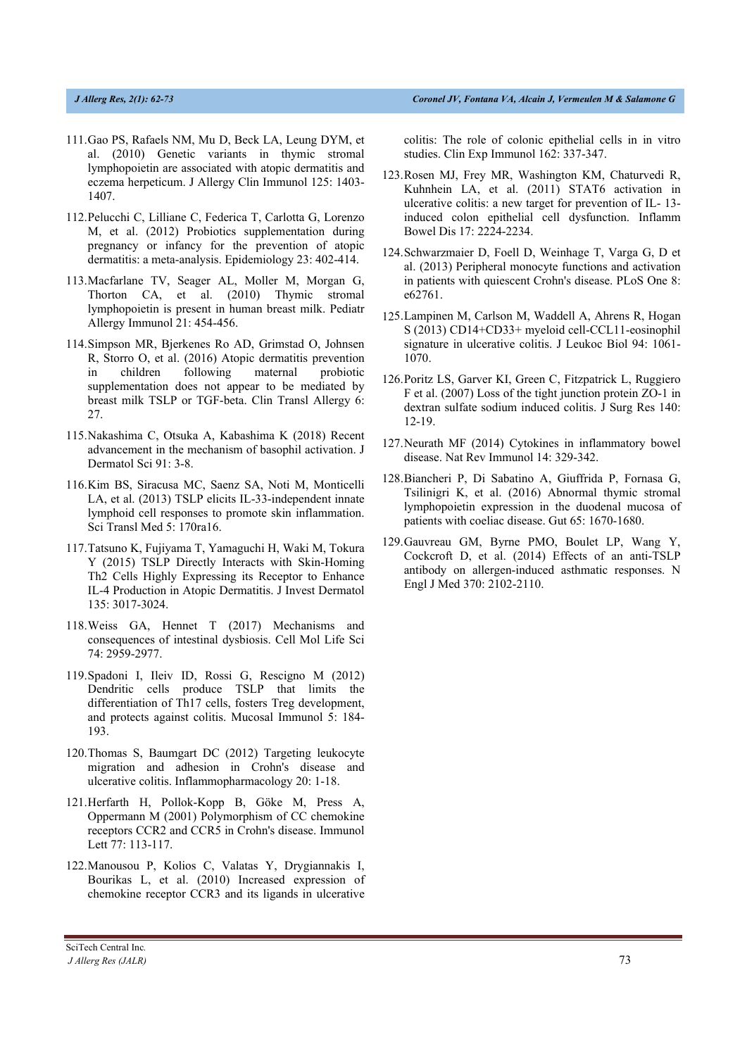111. Gao PS, Rafaels NM, Mu D, Beck LA, Leung DYM, et al. (2010) Genetic variants in thymic stromal lymphopoietin are associated with atopic dermatitis and eczema herpeticum. J Allergy Clin Immunol 125: 1403-1407.

112. Pelucchi C, Lilliane C, Federica T, Carlotta G, Lorenzo M, et al. (2012) Probiotics supplementation during pregnancy or infancy for the prevention of atopic dermatitis: a meta-analysis. Epidemiology 23: 402-414.

113. Macfarlane TV, Seager AL, Moller M, Morgan G, Thorton CA, et al. (2010) Thymic stromal lymphopoietin is present in human breast milk. Pediatr Allergy Immunol 21: 454-456.

114. Simpson MR, Bjerkenes Ro AD, Grimstad O, Johnsen R, Storro O, et al. (2016) Atopic dermatitis prevention in children following maternal probiotic supplementation does not appear to be mediated by breast milk TSLP or TGF-beta. Clin Transl Allergy 6: 27.

115. Nakashima C, Otsuka A, Kabashima K (2018) Recent advancement in the mechanism of basophil activation. J Dermatol Sci 91: 3-8.

116. Kim BS, Siracusa MC, Saenz SA, Noti M, Monticelli LA, et al. (2013) TSLP elicits IL-33-independent innate lymphoid cell responses to promote skin inflammation. Sci Transl Med 5: 170ra16.

117. Tatsuno K, Fujiyama T, Yamaguchi H, Waki M, Tokura Y (2015) TSLP Directly Interacts with Skin-Homing Th2 Cells Highly Expressing its Receptor to Enhance IL-4 Production in Atopic Dermatitis. J Invest Dermatol 135: 3017-3024.

118. Weiss GA, Hennet T (2017) Mechanisms and consequences of intestinal dysbiosis. Cell Mol Life Sci 74: 2959-2977.

119. Spadoni I, Ileiv ID, Rossi G, Rescigno M (2012) Dendritic cells produce TSLP that limits the differentiation of Th17 cells, fosters Treg development, and protects against colitis. Mucosal Immunol 5: 184-193.

120. Thomas S, Baumgart DC (2012) Targeting leukocyte migration and adhesion in Crohn's disease and ulcerative colitis. Inflammopharmacology 20: 1-18.

121. Herfarth H, Pollok-Kopp B, Göke M, Press A, Oppermann M (2001) Polymorphism of CC chemokine receptors CCR2 and CCR5 in Crohn's disease. Immunol Lett 77: 113-117.

122. Manousou P, Kolios C, Valatas Y, Drygiannakis I, Bourikas L, et al. (2010) Increased expression of chemokine receptor CCR3 and its ligands in ulcerative colitis: The role of colonic epithelial cells in in vitro studies. Clin Exp Immunol 162: 337-347.

123. Rosen MJ, Frey MR, Washington KM, Chaturvedi R, Kuhnhein LA, et al. (2011) STAT6 activation in ulcerative colitis: a new target for prevention of IL- 13-induced colon epithelial cell dysfunction. Inflamm Bowel Dis 17: 2224-2234.

124. Schwarzmaier D, Foell D, Weinhage T, Varga G, D et al. (2013) Peripheral monocyte functions and activation in patients with quiescent Crohn's disease. PLoS One 8: e62761.

125. Lampinen M, Carlson M, Waddell A, Ahrens R, Hogan S (2013) CD14+CD33+ myeloid cell-CCL11-eosinophil signature in ulcerative colitis. J Leukoc Biol 94: 1061-1070.

126. Poritz LS, Garver KI, Green C, Fitzpatrick L, Ruggiero F et al. (2007) Loss of the tight junction protein ZO-1 in dextran sulfate sodium induced colitis. J Surg Res 140: 12-19.

127. Neurath MF (2014) Cytokines in inflammatory bowel disease. Nat Rev Immunol 14: 329-342.

128. Biancheri P, Di Sabatino A, Giuffrida P, Fornasa G, Tsilinigri K, et al. (2016) Abnormal thymic stromal lymphopoietin expression in the duodenal mucosa of patients with coeliac disease. Gut 65: 1670-1680.

129. Gauvreau GM, Byrne PMO, Boulet LP, Wang Y, Cockcroft D, et al. (2014) Effects of an anti-TSLP antibody on allergen-induced asthmatic responses. N Engl J Med 370: 2102-2110.